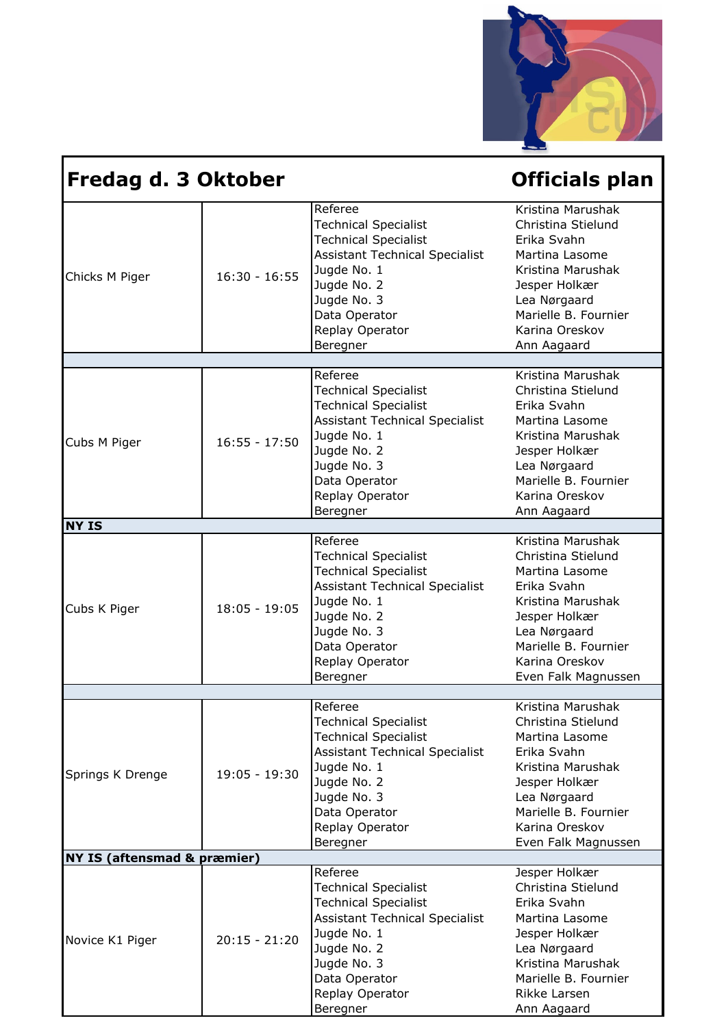# Fredag d. 3 Oktober — Officials plan

| Kategori | Tid | Funktion | Navn |
|---|---|---|---|
| Chicks M Piger | 16:30 - 16:55 | Referee | Kristina Marushak |
| | | Technical Specialist | Christina Stielund |
| | | Technical Specialist | Erika Svahn |
| | | Assistant Technical Specialist | Martina Lasome |
| | | Jugde No. 1 | Kristina Marushak |
| | | Jugde No. 2 | Jesper Holkær |
| | | Jugde No. 3 | Lea Nørgaard |
| | | Data Operator | Marielle B. Fournier |
| | | Replay Operator | Karina Oreskov |
| | | Beregner | Ann Aagaard |
| Cubs M Piger | 16:55 - 17:50 | Referee | Kristina Marushak |
| | | Technical Specialist | Christina Stielund |
| | | Technical Specialist | Erika Svahn |
| | | Assistant Technical Specialist | Martina Lasome |
| | | Jugde No. 1 | Kristina Marushak |
| | | Jugde No. 2 | Jesper Holkær |
| | | Jugde No. 3 | Lea Nørgaard |
| | | Data Operator | Marielle B. Fournier |
| | | Replay Operator | Karina Oreskov |
| | | Beregner | Ann Aagaard |
| **NY IS** | | | |
| Cubs K Piger | 18:05 - 19:05 | Referee | Kristina Marushak |
| | | Technical Specialist | Christina Stielund |
| | | Technical Specialist | Martina Lasome |
| | | Assistant Technical Specialist | Erika Svahn |
| | | Jugde No. 1 | Kristina Marushak |
| | | Jugde No. 2 | Jesper Holkær |
| | | Jugde No. 3 | Lea Nørgaard |
| | | Data Operator | Marielle B. Fournier |
| | | Replay Operator | Karina Oreskov |
| | | Beregner | Even Falk Magnussen |
| Springs K Drenge | 19:05 - 19:30 | Referee | Kristina Marushak |
| | | Technical Specialist | Christina Stielund |
| | | Technical Specialist | Martina Lasome |
| | | Assistant Technical Specialist | Erika Svahn |
| | | Jugde No. 1 | Kristina Marushak |
| | | Jugde No. 2 | Jesper Holkær |
| | | Jugde No. 3 | Lea Nørgaard |
| | | Data Operator | Marielle B. Fournier |
| | | Replay Operator | Karina Oreskov |
| | | Beregner | Even Falk Magnussen |
| **NY IS (aftensmad & præmier)** | | | |
| Novice K1 Piger | 20:15 - 21:20 | Referee | Jesper Holkær |
| | | Technical Specialist | Christina Stielund |
| | | Technical Specialist | Erika Svahn |
| | | Assistant Technical Specialist | Martina Lasome |
| | | Jugde No. 1 | Jesper Holkær |
| | | Jugde No. 2 | Lea Nørgaard |
| | | Jugde No. 3 | Kristina Marushak |
| | | Data Operator | Marielle B. Fournier |
| | | Replay Operator | Rikke Larsen |
| | | Beregner | Ann Aagaard |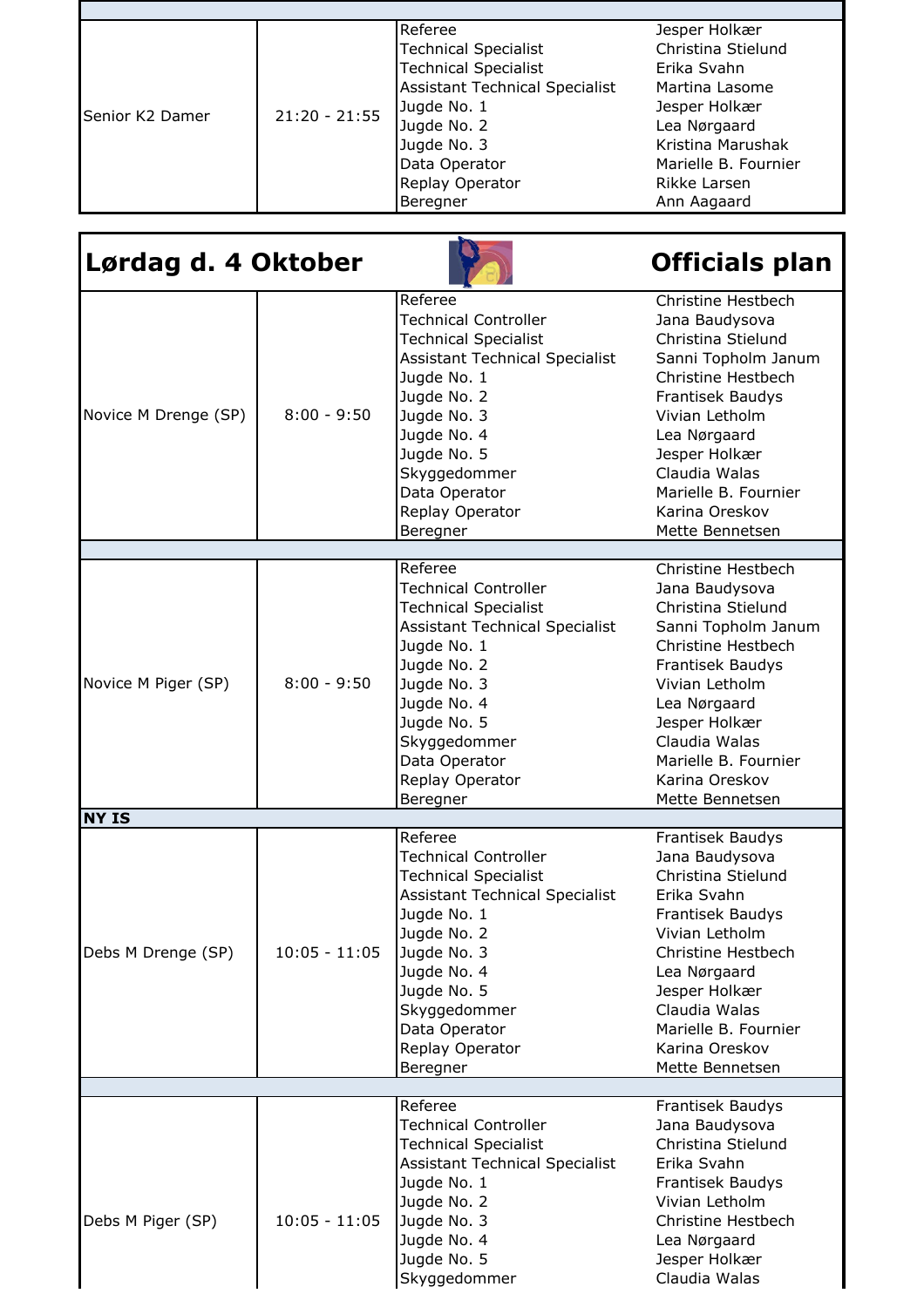| | | | |
|---|---|---|---|
| Senior K2 Damer | 21:20 - 21:55 | Referee | Jesper Holkær |
| | | Technical Specialist | Christina Stielund |
| | | Technical Specialist | Erika Svahn |
| | | Assistant Technical Specialist | Martina Lasome |
| | | Jugde No. 1 | Jesper Holkær |
| | | Jugde No. 2 | Lea Nørgaard |
| | | Jugde No. 3 | Kristina Marushak |
| | | Data Operator | Marielle B. Fournier |
| | | Replay Operator | Rikke Larsen |
| | | Beregner | Ann Aagaard |

## Lørdag d. 4 Oktober — Officials plan

| | | | |
|---|---|---|---|
| Novice M Drenge (SP) | 8:00 - 9:50 | Referee | Christine Hestbech |
| | | Technical Controller | Jana Baudysova |
| | | Technical Specialist | Christina Stielund |
| | | Assistant Technical Specialist | Sanni Topholm Janum |
| | | Jugde No. 1 | Christine Hestbech |
| | | Jugde No. 2 | Frantisek Baudys |
| | | Jugde No. 3 | Vivian Letholm |
| | | Jugde No. 4 | Lea Nørgaard |
| | | Jugde No. 5 | Jesper Holkær |
| | | Skyggedommer | Claudia Walas |
| | | Data Operator | Marielle B. Fournier |
| | | Replay Operator | Karina Oreskov |
| | | Beregner | Mette Bennetsen |
| Novice M Piger (SP) | 8:00 - 9:50 | Referee | Christine Hestbech |
| | | Technical Controller | Jana Baudysova |
| | | Technical Specialist | Christina Stielund |
| | | Assistant Technical Specialist | Sanni Topholm Janum |
| | | Jugde No. 1 | Christine Hestbech |
| | | Jugde No. 2 | Frantisek Baudys |
| | | Jugde No. 3 | Vivian Letholm |
| | | Jugde No. 4 | Lea Nørgaard |
| | | Jugde No. 5 | Jesper Holkær |
| | | Skyggedommer | Claudia Walas |
| | | Data Operator | Marielle B. Fournier |
| | | Replay Operator | Karina Oreskov |
| | | Beregner | Mette Bennetsen |
| **NY IS** | | | |
| Debs M Drenge (SP) | 10:05 - 11:05 | Referee | Frantisek Baudys |
| | | Technical Controller | Jana Baudysova |
| | | Technical Specialist | Christina Stielund |
| | | Assistant Technical Specialist | Erika Svahn |
| | | Jugde No. 1 | Frantisek Baudys |
| | | Jugde No. 2 | Vivian Letholm |
| | | Jugde No. 3 | Christine Hestbech |
| | | Jugde No. 4 | Lea Nørgaard |
| | | Jugde No. 5 | Jesper Holkær |
| | | Skyggedommer | Claudia Walas |
| | | Data Operator | Marielle B. Fournier |
| | | Replay Operator | Karina Oreskov |
| | | Beregner | Mette Bennetsen |
| Debs M Piger (SP) | 10:05 - 11:05 | Referee | Frantisek Baudys |
| | | Technical Controller | Jana Baudysova |
| | | Technical Specialist | Christina Stielund |
| | | Assistant Technical Specialist | Erika Svahn |
| | | Jugde No. 1 | Frantisek Baudys |
| | | Jugde No. 2 | Vivian Letholm |
| | | Jugde No. 3 | Christine Hestbech |
| | | Jugde No. 4 | Lea Nørgaard |
| | | Jugde No. 5 | Jesper Holkær |
| | | Skyggedommer | Claudia Walas |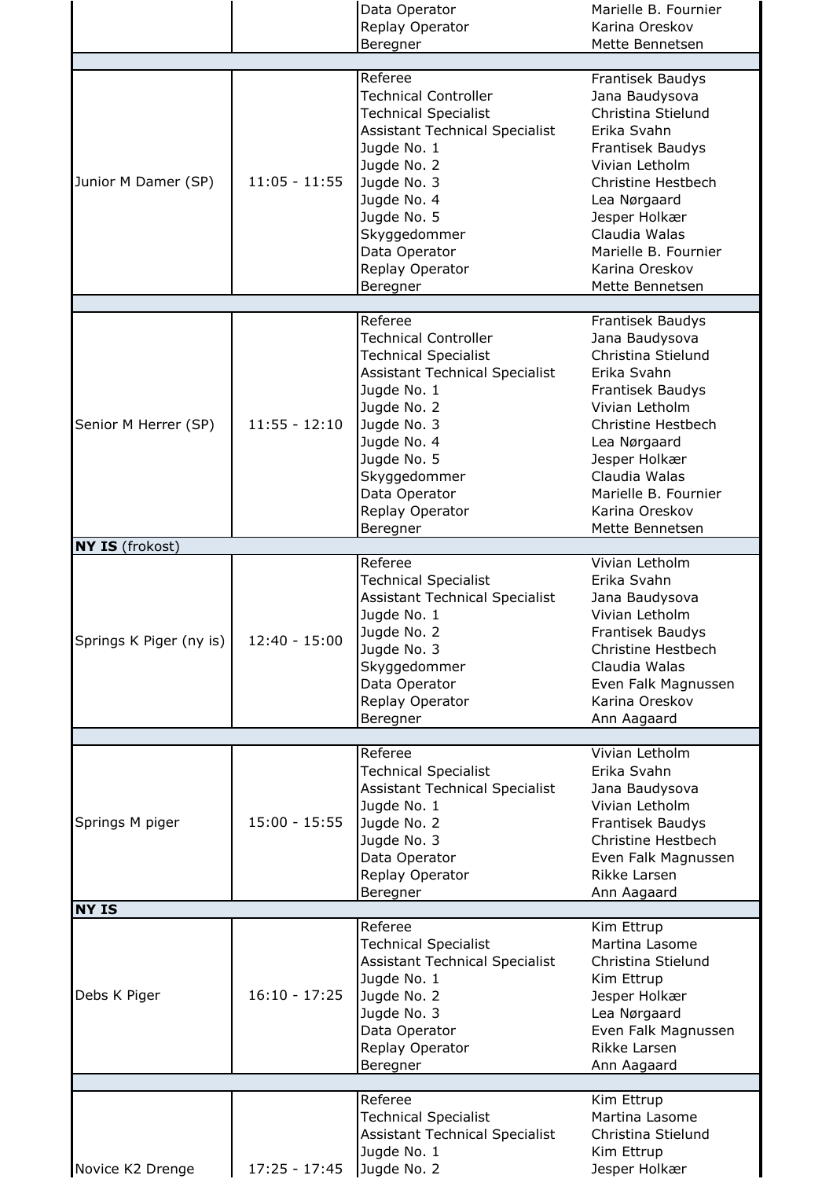| | | | |
|---|---|---|---|
| | | Data Operator | Marielle B. Fournier |
| | | Replay Operator | Karina Oreskov |
| | | Beregner | Mette Bennetsen |
| | | | |
| Junior M Damer (SP) | 11:05 - 11:55 | Referee | Frantisek Baudys |
| | | Technical Controller | Jana Baudysova |
| | | Technical Specialist | Christina Stielund |
| | | Assistant Technical Specialist | Erika Svahn |
| | | Jugde No. 1 | Frantisek Baudys |
| | | Jugde No. 2 | Vivian Letholm |
| | | Jugde No. 3 | Christine Hestbech |
| | | Jugde No. 4 | Lea Nørgaard |
| | | Jugde No. 5 | Jesper Holkær |
| | | Skyggedommer | Claudia Walas |
| | | Data Operator | Marielle B. Fournier |
| | | Replay Operator | Karina Oreskov |
| | | Beregner | Mette Bennetsen |
| | | | |
| Senior M Herrer (SP) | 11:55 - 12:10 | Referee | Frantisek Baudys |
| | | Technical Controller | Jana Baudysova |
| | | Technical Specialist | Christina Stielund |
| | | Assistant Technical Specialist | Erika Svahn |
| | | Jugde No. 1 | Frantisek Baudys |
| | | Jugde No. 2 | Vivian Letholm |
| | | Jugde No. 3 | Christine Hestbech |
| | | Jugde No. 4 | Lea Nørgaard |
| | | Jugde No. 5 | Jesper Holkær |
| | | Skyggedommer | Claudia Walas |
| | | Data Operator | Marielle B. Fournier |
| | | Replay Operator | Karina Oreskov |
| | | Beregner | Mette Bennetsen |
| **NY IS** (frokost) | | | |
| Springs K Piger (ny is) | 12:40 - 15:00 | Referee | Vivian Letholm |
| | | Technical Specialist | Erika Svahn |
| | | Assistant Technical Specialist | Jana Baudysova |
| | | Jugde No. 1 | Vivian Letholm |
| | | Jugde No. 2 | Frantisek Baudys |
| | | Jugde No. 3 | Christine Hestbech |
| | | Skyggedommer | Claudia Walas |
| | | Data Operator | Even Falk Magnussen |
| | | Replay Operator | Karina Oreskov |
| | | Beregner | Ann Aagaard |
| | | | |
| Springs M piger | 15:00 - 15:55 | Referee | Vivian Letholm |
| | | Technical Specialist | Erika Svahn |
| | | Assistant Technical Specialist | Jana Baudysova |
| | | Jugde No. 1 | Vivian Letholm |
| | | Jugde No. 2 | Frantisek Baudys |
| | | Jugde No. 3 | Christine Hestbech |
| | | Data Operator | Even Falk Magnussen |
| | | Replay Operator | Rikke Larsen |
| | | Beregner | Ann Aagaard |
| **NY IS** | | | |
| Debs K Piger | 16:10 - 17:25 | Referee | Kim Ettrup |
| | | Technical Specialist | Martina Lasome |
| | | Assistant Technical Specialist | Christina Stielund |
| | | Jugde No. 1 | Kim Ettrup |
| | | Jugde No. 2 | Jesper Holkær |
| | | Jugde No. 3 | Lea Nørgaard |
| | | Data Operator | Even Falk Magnussen |
| | | Replay Operator | Rikke Larsen |
| | | Beregner | Ann Aagaard |
| | | | |
| Novice K2 Drenge | 17:25 - 17:45 | Referee | Kim Ettrup |
| | | Technical Specialist | Martina Lasome |
| | | Assistant Technical Specialist | Christina Stielund |
| | | Jugde No. 1 | Kim Ettrup |
| | | Jugde No. 2 | Jesper Holkær |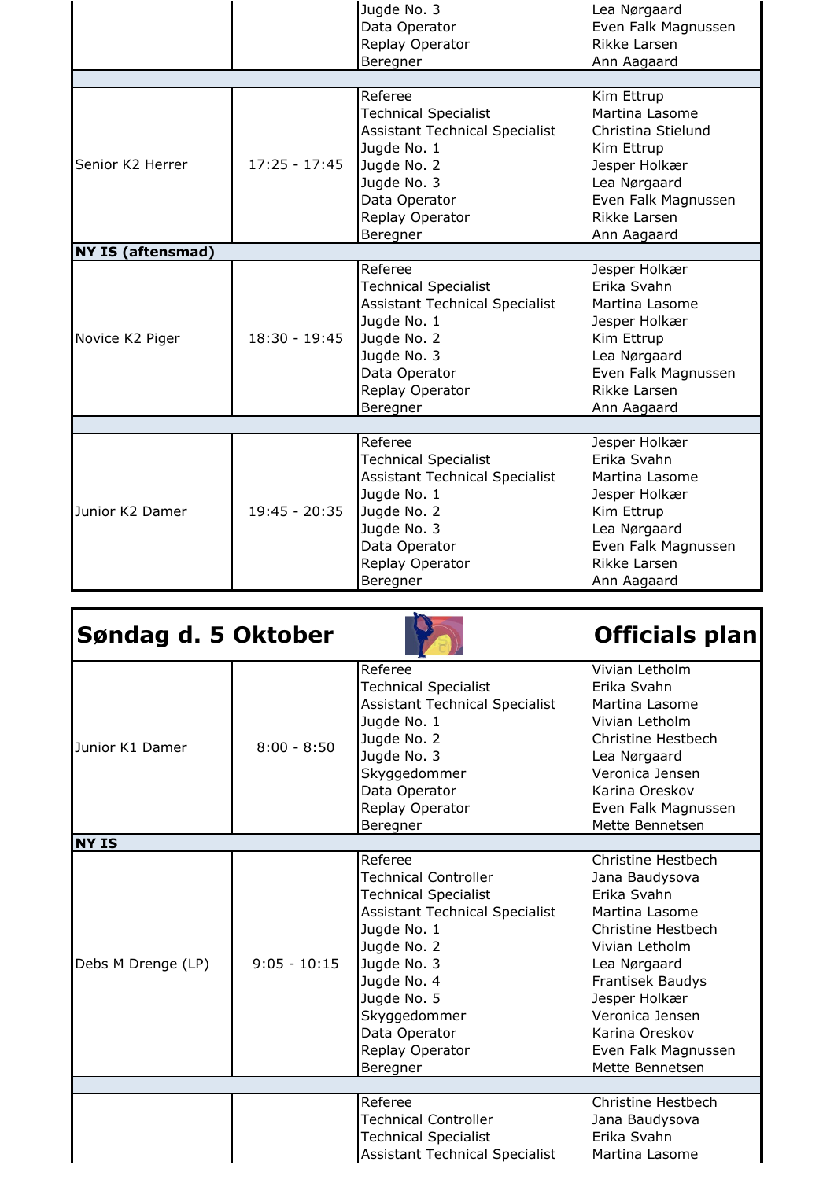| | | | |
|---|---|---|---|
| | | Jugde No. 3 | Lea Nørgaard |
| | | Data Operator | Even Falk Magnussen |
| | | Replay Operator | Rikke Larsen |
| | | Beregner | Ann Aagaard |

| | | | |
|---|---|---|---|
| Senior K2 Herrer | 17:25 - 17:45 | Referee | Kim Ettrup |
| | | Technical Specialist | Martina Lasome |
| | | Assistant Technical Specialist | Christina Stielund |
| | | Jugde No. 1 | Kim Ettrup |
| | | Jugde No. 2 | Jesper Holkær |
| | | Jugde No. 3 | Lea Nørgaard |
| | | Data Operator | Even Falk Magnussen |
| | | Replay Operator | Rikke Larsen |
| | | Beregner | Ann Aagaard |

**NY IS (aftensmad)**

| | | | |
|---|---|---|---|
| Novice K2 Piger | 18:30 - 19:45 | Referee | Jesper Holkær |
| | | Technical Specialist | Erika Svahn |
| | | Assistant Technical Specialist | Martina Lasome |
| | | Jugde No. 1 | Jesper Holkær |
| | | Jugde No. 2 | Kim Ettrup |
| | | Jugde No. 3 | Lea Nørgaard |
| | | Data Operator | Even Falk Magnussen |
| | | Replay Operator | Rikke Larsen |
| | | Beregner | Ann Aagaard |

| | | | |
|---|---|---|---|
| Junior K2 Damer | 19:45 - 20:35 | Referee | Jesper Holkær |
| | | Technical Specialist | Erika Svahn |
| | | Assistant Technical Specialist | Martina Lasome |
| | | Jugde No. 1 | Jesper Holkær |
| | | Jugde No. 2 | Kim Ettrup |
| | | Jugde No. 3 | Lea Nørgaard |
| | | Data Operator | Even Falk Magnussen |
| | | Replay Operator | Rikke Larsen |
| | | Beregner | Ann Aagaard |

## Søndag d. 5 Oktober — Officials plan

| | | | |
|---|---|---|---|
| Junior K1 Damer | 8:00 - 8:50 | Referee | Vivian Letholm |
| | | Technical Specialist | Erika Svahn |
| | | Assistant Technical Specialist | Martina Lasome |
| | | Jugde No. 1 | Vivian Letholm |
| | | Jugde No. 2 | Christine Hestbech |
| | | Jugde No. 3 | Lea Nørgaard |
| | | Skyggedommer | Veronica Jensen |
| | | Data Operator | Karina Oreskov |
| | | Replay Operator | Even Falk Magnussen |
| | | Beregner | Mette Bennetsen |

**NY IS**

| | | | |
|---|---|---|---|
| Debs M Drenge (LP) | 9:05 - 10:15 | Referee | Christine Hestbech |
| | | Technical Controller | Jana Baudysova |
| | | Technical Specialist | Erika Svahn |
| | | Assistant Technical Specialist | Martina Lasome |
| | | Jugde No. 1 | Christine Hestbech |
| | | Jugde No. 2 | Vivian Letholm |
| | | Jugde No. 3 | Lea Nørgaard |
| | | Jugde No. 4 | Frantisek Baudys |
| | | Jugde No. 5 | Jesper Holkær |
| | | Skyggedommer | Veronica Jensen |
| | | Data Operator | Karina Oreskov |
| | | Replay Operator | Even Falk Magnussen |
| | | Beregner | Mette Bennetsen |

| | | | |
|---|---|---|---|
| | | Referee | Christine Hestbech |
| | | Technical Controller | Jana Baudysova |
| | | Technical Specialist | Erika Svahn |
| | | Assistant Technical Specialist | Martina Lasome |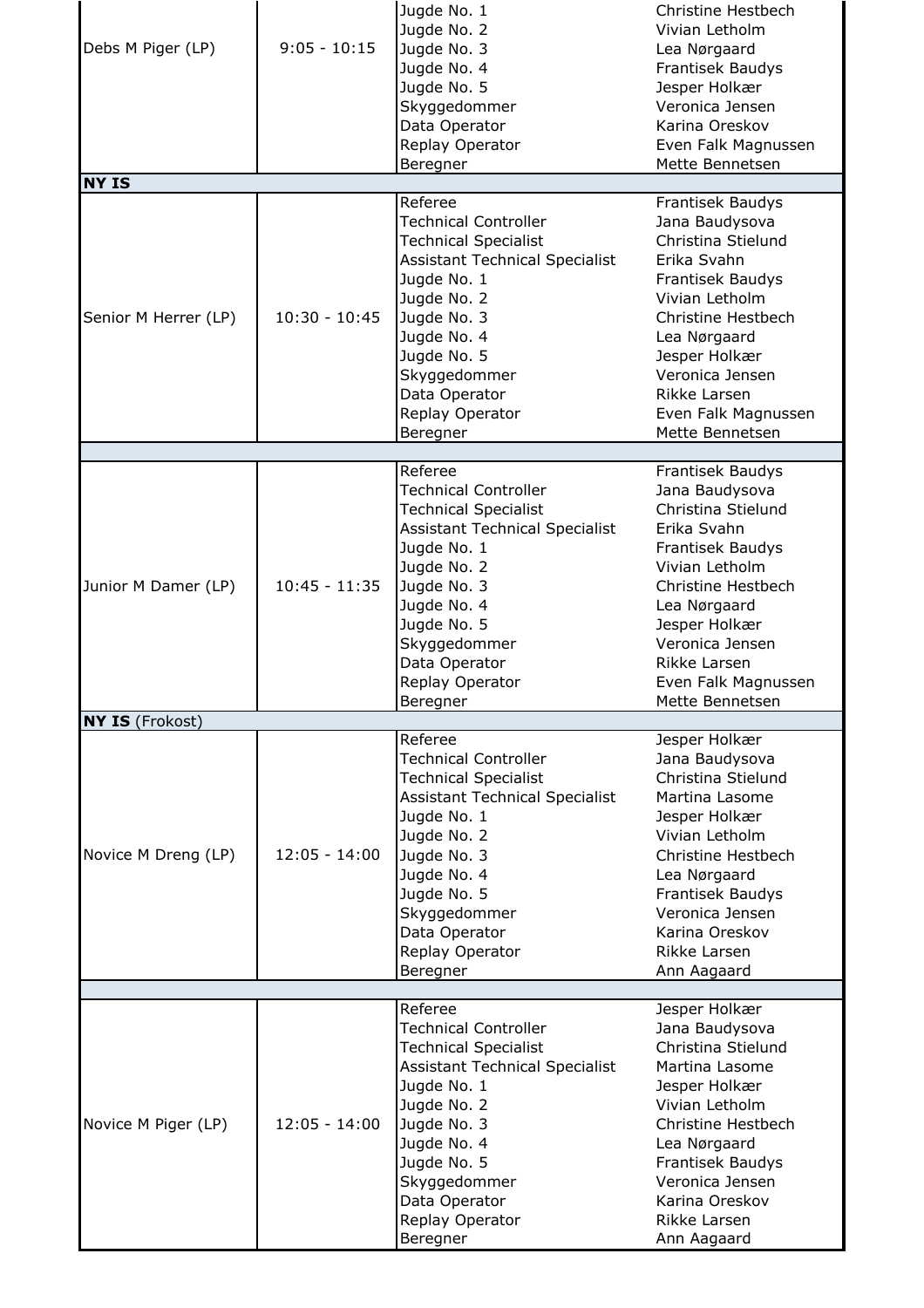| | | | |
|---|---|---|---|
| Debs M Piger (LP) | 9:05 - 10:15 | Jugde No. 1 | Christine Hestbech |
| | | Jugde No. 2 | Vivian Letholm |
| | | Jugde No. 3 | Lea Nørgaard |
| | | Jugde No. 4 | Frantisek Baudys |
| | | Jugde No. 5 | Jesper Holkær |
| | | Skyggedommer | Veronica Jensen |
| | | Data Operator | Karina Oreskov |
| | | Replay Operator | Even Falk Magnussen |
| | | Beregner | Mette Bennetsen |
| **NY IS** | | | |
| Senior M Herrer (LP) | 10:30 - 10:45 | Referee | Frantisek Baudys |
| | | Technical Controller | Jana Baudysova |
| | | Technical Specialist | Christina Stielund |
| | | Assistant Technical Specialist | Erika Svahn |
| | | Jugde No. 1 | Frantisek Baudys |
| | | Jugde No. 2 | Vivian Letholm |
| | | Jugde No. 3 | Christine Hestbech |
| | | Jugde No. 4 | Lea Nørgaard |
| | | Jugde No. 5 | Jesper Holkær |
| | | Skyggedommer | Veronica Jensen |
| | | Data Operator | Rikke Larsen |
| | | Replay Operator | Even Falk Magnussen |
| | | Beregner | Mette Bennetsen |
| | | | |
| Junior M Damer (LP) | 10:45 - 11:35 | Referee | Frantisek Baudys |
| | | Technical Controller | Jana Baudysova |
| | | Technical Specialist | Christina Stielund |
| | | Assistant Technical Specialist | Erika Svahn |
| | | Jugde No. 1 | Frantisek Baudys |
| | | Jugde No. 2 | Vivian Letholm |
| | | Jugde No. 3 | Christine Hestbech |
| | | Jugde No. 4 | Lea Nørgaard |
| | | Jugde No. 5 | Jesper Holkær |
| | | Skyggedommer | Veronica Jensen |
| | | Data Operator | Rikke Larsen |
| | | Replay Operator | Even Falk Magnussen |
| | | Beregner | Mette Bennetsen |
| **NY IS** (Frokost) | | | |
| Novice M Dreng (LP) | 12:05 - 14:00 | Referee | Jesper Holkær |
| | | Technical Controller | Jana Baudysova |
| | | Technical Specialist | Christina Stielund |
| | | Assistant Technical Specialist | Martina Lasome |
| | | Jugde No. 1 | Jesper Holkær |
| | | Jugde No. 2 | Vivian Letholm |
| | | Jugde No. 3 | Christine Hestbech |
| | | Jugde No. 4 | Lea Nørgaard |
| | | Jugde No. 5 | Frantisek Baudys |
| | | Skyggedommer | Veronica Jensen |
| | | Data Operator | Karina Oreskov |
| | | Replay Operator | Rikke Larsen |
| | | Beregner | Ann Aagaard |
| | | | |
| Novice M Piger (LP) | 12:05 - 14:00 | Referee | Jesper Holkær |
| | | Technical Controller | Jana Baudysova |
| | | Technical Specialist | Christina Stielund |
| | | Assistant Technical Specialist | Martina Lasome |
| | | Jugde No. 1 | Jesper Holkær |
| | | Jugde No. 2 | Vivian Letholm |
| | | Jugde No. 3 | Christine Hestbech |
| | | Jugde No. 4 | Lea Nørgaard |
| | | Jugde No. 5 | Frantisek Baudys |
| | | Skyggedommer | Veronica Jensen |
| | | Data Operator | Karina Oreskov |
| | | Replay Operator | Rikke Larsen |
| | | Beregner | Ann Aagaard |